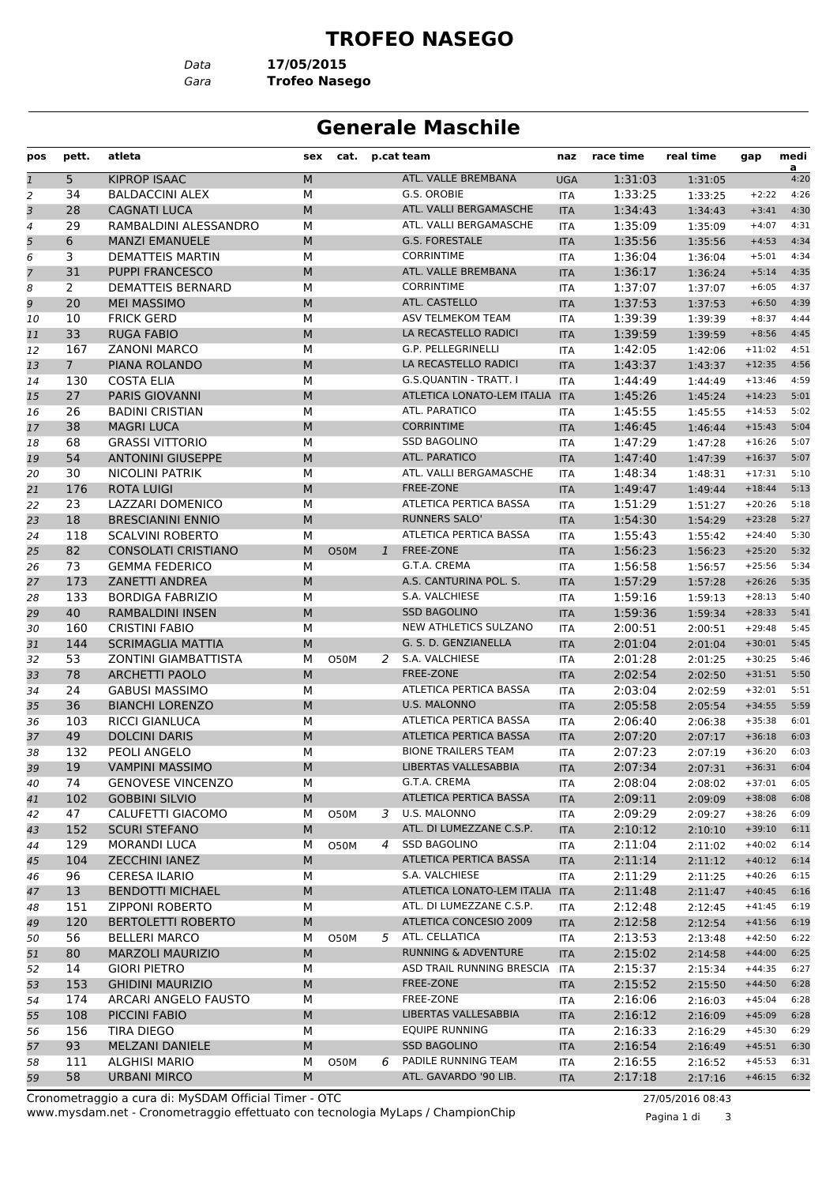# TROFEO NASEGO

*Data* **17/05/2015**
*Gara* **Trofeo Nasego**

## Generale Maschile

| pos | pett. | atleta | sex | cat. | p.cat | team | naz | race time | real time | gap | media |
|---|---|---|---|---|---|---|---|---|---|---|---|
| 1 | 5 | KIPROP ISAAC | M | | | ATL. VALLE BREMBANA | UGA | 1:31:03 | 1:31:05 | | 4:20 |
| 2 | 34 | BALDACCINI ALEX | M | | | G.S. OROBIE | ITA | 1:33:25 | 1:33:25 | +2:22 | 4:26 |
| 3 | 28 | CAGNATI LUCA | M | | | ATL. VALLI BERGAMASCHE | ITA | 1:34:43 | 1:34:43 | +3:41 | 4:30 |
| 4 | 29 | RAMBALDINI ALESSANDRO | M | | | ATL. VALLI BERGAMASCHE | ITA | 1:35:09 | 1:35:09 | +4:07 | 4:31 |
| 5 | 6 | MANZI EMANUELE | M | | | G.S. FORESTALE | ITA | 1:35:56 | 1:35:56 | +4:53 | 4:34 |
| 6 | 3 | DEMATTEIS MARTIN | M | | | CORRINTIME | ITA | 1:36:04 | 1:36:04 | +5:01 | 4:34 |
| 7 | 31 | PUPPI FRANCESCO | M | | | ATL. VALLE BREMBANA | ITA | 1:36:17 | 1:36:24 | +5:14 | 4:35 |
| 8 | 2 | DEMATTEIS BERNARD | M | | | CORRINTIME | ITA | 1:37:07 | 1:37:07 | +6:05 | 4:37 |
| 9 | 20 | MEI MASSIMO | M | | | ATL. CASTELLO | ITA | 1:37:53 | 1:37:53 | +6:50 | 4:39 |
| 10 | 10 | FRICK GERD | M | | | ASV TELMEKOM TEAM | ITA | 1:39:39 | 1:39:39 | +8:37 | 4:44 |
| 11 | 33 | RUGA FABIO | M | | | LA RECASTELLO RADICI | ITA | 1:39:59 | 1:39:59 | +8:56 | 4:45 |
| 12 | 167 | ZANONI MARCO | M | | | G.P. PELLEGRINELLI | ITA | 1:42:05 | 1:42:06 | +11:02 | 4:51 |
| 13 | 7 | PIANA ROLANDO | M | | | LA RECASTELLO RADICI | ITA | 1:43:37 | 1:43:37 | +12:35 | 4:56 |
| 14 | 130 | COSTA ELIA | M | | | G.S.QUANTIN - TRATT. I | ITA | 1:44:49 | 1:44:49 | +13:46 | 4:59 |
| 15 | 27 | PARIS GIOVANNI | M | | | ATLETICA LONATO-LEM ITALIA | ITA | 1:45:26 | 1:45:24 | +14:23 | 5:01 |
| 16 | 26 | BADINI CRISTIAN | M | | | ATL. PARATICO | ITA | 1:45:55 | 1:45:55 | +14:53 | 5:02 |
| 17 | 38 | MAGRI LUCA | M | | | CORRINTIME | ITA | 1:46:45 | 1:46:44 | +15:43 | 5:04 |
| 18 | 68 | GRASSI VITTORIO | M | | | SSD BAGOLINO | ITA | 1:47:29 | 1:47:28 | +16:26 | 5:07 |
| 19 | 54 | ANTONINI GIUSEPPE | M | | | ATL. PARATICO | ITA | 1:47:40 | 1:47:39 | +16:37 | 5:07 |
| 20 | 30 | NICOLINI PATRIK | M | | | ATL. VALLI BERGAMASCHE | ITA | 1:48:34 | 1:48:31 | +17:31 | 5:10 |
| 21 | 176 | ROTA LUIGI | M | | | FREE-ZONE | ITA | 1:49:47 | 1:49:44 | +18:44 | 5:13 |
| 22 | 23 | LAZZARI DOMENICO | M | | | ATLETICA PERTICA BASSA | ITA | 1:51:29 | 1:51:27 | +20:26 | 5:18 |
| 23 | 18 | BRESCIANINI ENNIO | M | | | RUNNERS SALO' | ITA | 1:54:30 | 1:54:29 | +23:28 | 5:27 |
| 24 | 118 | SCALVINI ROBERTO | M | | | ATLETICA PERTICA BASSA | ITA | 1:55:43 | 1:55:42 | +24:40 | 5:30 |
| 25 | 82 | CONSOLATI CRISTIANO | M | O50M | 1 | FREE-ZONE | ITA | 1:56:23 | 1:56:23 | +25:20 | 5:32 |
| 26 | 73 | GEMMA FEDERICO | M | | | G.T.A. CREMA | ITA | 1:56:58 | 1:56:57 | +25:56 | 5:34 |
| 27 | 173 | ZANETTI ANDREA | M | | | A.S. CANTURINA POL. S. | ITA | 1:57:29 | 1:57:28 | +26:26 | 5:35 |
| 28 | 133 | BORDIGA FABRIZIO | M | | | S.A. VALCHIESE | ITA | 1:59:16 | 1:59:13 | +28:13 | 5:40 |
| 29 | 40 | RAMBALDINI INSEN | M | | | SSD BAGOLINO | ITA | 1:59:36 | 1:59:34 | +28:33 | 5:41 |
| 30 | 160 | CRISTINI FABIO | M | | | NEW ATHLETICS SULZANO | ITA | 2:00:51 | 2:00:51 | +29:48 | 5:45 |
| 31 | 144 | SCRIMAGLIA MATTIA | M | | | G. S. D. GENZIANELLA | ITA | 2:01:04 | 2:01:04 | +30:01 | 5:45 |
| 32 | 53 | ZONTINI GIAMBATTISTA | M | O50M | 2 | S.A. VALCHIESE | ITA | 2:01:28 | 2:01:25 | +30:25 | 5:46 |
| 33 | 78 | ARCHETTI PAOLO | M | | | FREE-ZONE | ITA | 2:02:54 | 2:02:50 | +31:51 | 5:50 |
| 34 | 24 | GABUSI MASSIMO | M | | | ATLETICA PERTICA BASSA | ITA | 2:03:04 | 2:02:59 | +32:01 | 5:51 |
| 35 | 36 | BIANCHI LORENZO | M | | | U.S. MALONNO | ITA | 2:05:58 | 2:05:54 | +34:55 | 5:59 |
| 36 | 103 | RICCI GIANLUCA | M | | | ATLETICA PERTICA BASSA | ITA | 2:06:40 | 2:06:38 | +35:38 | 6:01 |
| 37 | 49 | DOLCINI DARIS | M | | | ATLETICA PERTICA BASSA | ITA | 2:07:20 | 2:07:17 | +36:18 | 6:03 |
| 38 | 132 | PEOLI ANGELO | M | | | BIONE TRAILERS TEAM | ITA | 2:07:23 | 2:07:19 | +36:20 | 6:03 |
| 39 | 19 | VAMPINI MASSIMO | M | | | LIBERTAS VALLESABBIA | ITA | 2:07:34 | 2:07:31 | +36:31 | 6:04 |
| 40 | 74 | GENOVESE VINCENZO | M | | | G.T.A. CREMA | ITA | 2:08:04 | 2:08:02 | +37:01 | 6:05 |
| 41 | 102 | GOBBINI SILVIO | M | | | ATLETICA PERTICA BASSA | ITA | 2:09:11 | 2:09:09 | +38:08 | 6:08 |
| 42 | 47 | CALUFETTI GIACOMO | M | O50M | 3 | U.S. MALONNO | ITA | 2:09:29 | 2:09:27 | +38:26 | 6:09 |
| 43 | 152 | SCURI STEFANO | M | | | ATL. DI LUMEZZANE C.S.P. | ITA | 2:10:12 | 2:10:10 | +39:10 | 6:11 |
| 44 | 129 | MORANDI LUCA | M | O50M | 4 | SSD BAGOLINO | ITA | 2:11:04 | 2:11:02 | +40:02 | 6:14 |
| 45 | 104 | ZECCHINI IANEZ | M | | | ATLETICA PERTICA BASSA | ITA | 2:11:14 | 2:11:12 | +40:12 | 6:14 |
| 46 | 96 | CERESA ILARIO | M | | | S.A. VALCHIESE | ITA | 2:11:29 | 2:11:25 | +40:26 | 6:15 |
| 47 | 13 | BENDOTTI MICHAEL | M | | | ATLETICA LONATO-LEM ITALIA | ITA | 2:11:48 | 2:11:47 | +40:45 | 6:16 |
| 48 | 151 | ZIPPONI ROBERTO | M | | | ATL. DI LUMEZZANE C.S.P. | ITA | 2:12:48 | 2:12:45 | +41:45 | 6:19 |
| 49 | 120 | BERTOLETTI ROBERTO | M | | | ATLETICA CONCESIO 2009 | ITA | 2:12:58 | 2:12:54 | +41:56 | 6:19 |
| 50 | 56 | BELLERI MARCO | M | O50M | 5 | ATL. CELLATICA | ITA | 2:13:53 | 2:13:48 | +42:50 | 6:22 |
| 51 | 80 | MARZOLI MAURIZIO | M | | | RUNNING & ADVENTURE | ITA | 2:15:02 | 2:14:58 | +44:00 | 6:25 |
| 52 | 14 | GIORI PIETRO | M | | | ASD TRAIL RUNNING BRESCIA | ITA | 2:15:37 | 2:15:34 | +44:35 | 6:27 |
| 53 | 153 | GHIDINI MAURIZIO | M | | | FREE-ZONE | ITA | 2:15:52 | 2:15:50 | +44:50 | 6:28 |
| 54 | 174 | ARCARI ANGELO FAUSTO | M | | | FREE-ZONE | ITA | 2:16:06 | 2:16:03 | +45:04 | 6:28 |
| 55 | 108 | PICCINI FABIO | M | | | LIBERTAS VALLESABBIA | ITA | 2:16:12 | 2:16:09 | +45:09 | 6:28 |
| 56 | 156 | TIRA DIEGO | M | | | EQUIPE RUNNING | ITA | 2:16:33 | 2:16:29 | +45:30 | 6:29 |
| 57 | 93 | MELZANI DANIELE | M | | | SSD BAGOLINO | ITA | 2:16:54 | 2:16:49 | +45:51 | 6:30 |
| 58 | 111 | ALGHISI MARIO | M | O50M | 6 | PADILE RUNNING TEAM | ITA | 2:16:55 | 2:16:52 | +45:53 | 6:31 |
| 59 | 58 | URBANI MIRCO | M | | | ATL. GAVARDO '90 LIB. | ITA | 2:17:18 | 2:17:16 | +46:15 | 6:32 |

Cronometraggio a cura di: MySDAM Official Timer - OTC
www.mysdam.net - Cronometraggio effettuato con tecnologia MyLaps / ChampionChip

27/05/2016 08:43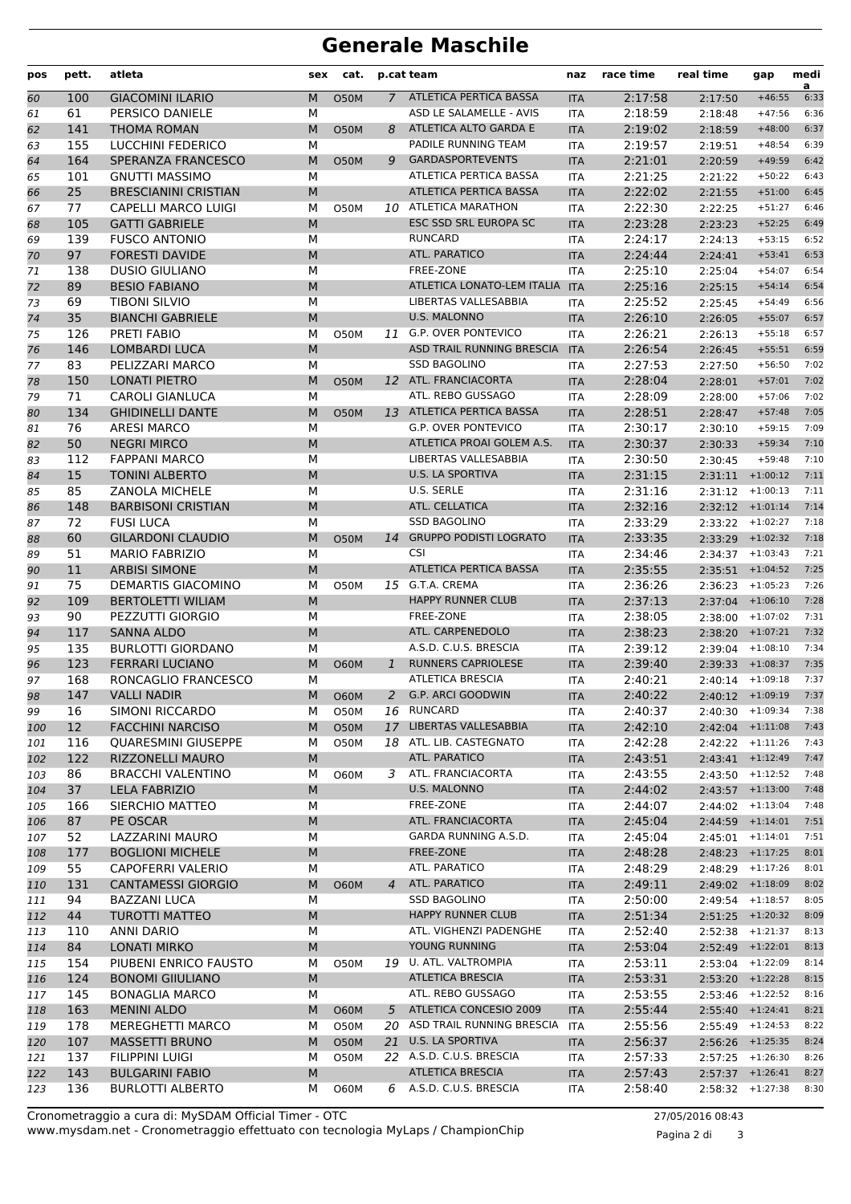# Generale Maschile

| pos | pett. | atleta | sex | cat. | p.cat | team | naz | race time | real time | gap | media |
|---|---|---|---|---|---|---|---|---|---|---|---|
| 60 | 100 | GIACOMINI ILARIO | M | O50M | 7 | ATLETICA PERTICA BASSA | ITA | 2:17:58 | 2:17:50 | +46:55 | 6:33 |
| 61 | 61 | PERSICO DANIELE | M | | | ASD LE SALAMELLE - AVIS | ITA | 2:18:59 | 2:18:48 | +47:56 | 6:36 |
| 62 | 141 | THOMA ROMAN | M | O50M | 8 | ATLETICA ALTO GARDA E | ITA | 2:19:02 | 2:18:59 | +48:00 | 6:37 |
| 63 | 155 | LUCCHINI FEDERICO | M | | | PADILE RUNNING TEAM | ITA | 2:19:57 | 2:19:51 | +48:54 | 6:39 |
| 64 | 164 | SPERANZA FRANCESCO | M | O50M | 9 | GARDASPORTEVENTS | ITA | 2:21:01 | 2:20:59 | +49:59 | 6:42 |
| 65 | 101 | GNUTTI MASSIMO | M | | | ATLETICA PERTICA BASSA | ITA | 2:21:25 | 2:21:22 | +50:22 | 6:43 |
| 66 | 25 | BRESCIANINI CRISTIAN | M | | | ATLETICA PERTICA BASSA | ITA | 2:22:02 | 2:21:55 | +51:00 | 6:45 |
| 67 | 77 | CAPELLI MARCO LUIGI | M | O50M | 10 | ATLETICA MARATHON | ITA | 2:22:30 | 2:22:25 | +51:27 | 6:46 |
| 68 | 105 | GATTI GABRIELE | M | | | ESC SSD SRL EUROPA SC | ITA | 2:23:28 | 2:23:23 | +52:25 | 6:49 |
| 69 | 139 | FUSCO ANTONIO | M | | | RUNCARD | ITA | 2:24:17 | 2:24:13 | +53:15 | 6:52 |
| 70 | 97 | FORESTI DAVIDE | M | | | ATL. PARATICO | ITA | 2:24:44 | 2:24:41 | +53:41 | 6:53 |
| 71 | 138 | DUSIO GIULIANO | M | | | FREE-ZONE | ITA | 2:25:10 | 2:25:04 | +54:07 | 6:54 |
| 72 | 89 | BESIO FABIANO | M | | | ATLETICA LONATO-LEM ITALIA | ITA | 2:25:16 | 2:25:15 | +54:14 | 6:54 |
| 73 | 69 | TIBONI SILVIO | M | | | LIBERTAS VALLESABBIA | ITA | 2:25:52 | 2:25:45 | +54:49 | 6:56 |
| 74 | 35 | BIANCHI GABRIELE | M | | | U.S. MALONNO | ITA | 2:26:10 | 2:26:05 | +55:07 | 6:57 |
| 75 | 126 | PRETI FABIO | M | O50M | 11 | G.P. OVER PONTEVICO | ITA | 2:26:21 | 2:26:13 | +55:18 | 6:57 |
| 76 | 146 | LOMBARDI LUCA | M | | | ASD TRAIL RUNNING BRESCIA | ITA | 2:26:54 | 2:26:45 | +55:51 | 6:59 |
| 77 | 83 | PELIZZARI MARCO | M | | | SSD BAGOLINO | ITA | 2:27:53 | 2:27:50 | +56:50 | 7:02 |
| 78 | 150 | LONATI PIETRO | M | O50M | 12 | ATL. FRANCIACORTA | ITA | 2:28:04 | 2:28:01 | +57:01 | 7:02 |
| 79 | 71 | CAROLI GIANLUCA | M | | | ATL. REBO GUSSAGO | ITA | 2:28:09 | 2:28:00 | +57:06 | 7:02 |
| 80 | 134 | GHIDINELLI DANTE | M | O50M | 13 | ATLETICA PERTICA BASSA | ITA | 2:28:51 | 2:28:47 | +57:48 | 7:05 |
| 81 | 76 | ARESI MARCO | M | | | G.P. OVER PONTEVICO | ITA | 2:30:17 | 2:30:10 | +59:15 | 7:09 |
| 82 | 50 | NEGRI MIRCO | M | | | ATLETICA PROAI GOLEM A.S. | ITA | 2:30:37 | 2:30:33 | +59:34 | 7:10 |
| 83 | 112 | FAPPANI MARCO | M | | | LIBERTAS VALLESABBIA | ITA | 2:30:50 | 2:30:45 | +59:48 | 7:10 |
| 84 | 15 | TONINI ALBERTO | M | | | U.S. LA SPORTIVA | ITA | 2:31:15 | 2:31:11 | +1:00:12 | 7:11 |
| 85 | 85 | ZANOLA MICHELE | M | | | U.S. SERLE | ITA | 2:31:16 | 2:31:12 | +1:00:13 | 7:11 |
| 86 | 148 | BARBISONI CRISTIAN | M | | | ATL. CELLATICA | ITA | 2:32:16 | 2:32:12 | +1:01:14 | 7:14 |
| 87 | 72 | FUSI LUCA | M | | | SSD BAGOLINO | ITA | 2:33:29 | 2:33:22 | +1:02:27 | 7:18 |
| 88 | 60 | GILARDONI CLAUDIO | M | O50M | 14 | GRUPPO PODISTI LOGRATO | ITA | 2:33:35 | 2:33:29 | +1:02:32 | 7:18 |
| 89 | 51 | MARIO FABRIZIO | M | | | CSI | ITA | 2:34:46 | 2:34:37 | +1:03:43 | 7:21 |
| 90 | 11 | ARBISI SIMONE | M | | | ATLETICA PERTICA BASSA | ITA | 2:35:55 | 2:35:51 | +1:04:52 | 7:25 |
| 91 | 75 | DEMARTIS GIACOMINO | M | O50M | 15 | G.T.A. CREMA | ITA | 2:36:26 | 2:36:23 | +1:05:23 | 7:26 |
| 92 | 109 | BERTOLETTI WILIAM | M | | | HAPPY RUNNER CLUB | ITA | 2:37:13 | 2:37:04 | +1:06:10 | 7:28 |
| 93 | 90 | PEZZUTTI GIORGIO | M | | | FREE-ZONE | ITA | 2:38:05 | 2:38:00 | +1:07:02 | 7:31 |
| 94 | 117 | SANNA ALDO | M | | | ATL. CARPENEDOLO | ITA | 2:38:23 | 2:38:20 | +1:07:21 | 7:32 |
| 95 | 135 | BURLOTTI GIORDANO | M | | | A.S.D. C.U.S. BRESCIA | ITA | 2:39:12 | 2:39:04 | +1:08:10 | 7:34 |
| 96 | 123 | FERRARI LUCIANO | M | O60M | 1 | RUNNERS CAPRIOLESE | ITA | 2:39:40 | 2:39:33 | +1:08:37 | 7:35 |
| 97 | 168 | RONCAGLIO FRANCESCO | M | | | ATLETICA BRESCIA | ITA | 2:40:21 | 2:40:14 | +1:09:18 | 7:37 |
| 98 | 147 | VALLI NADIR | M | O60M | 2 | G.P. ARCI GOODWIN | ITA | 2:40:22 | 2:40:12 | +1:09:19 | 7:37 |
| 99 | 16 | SIMONI RICCARDO | M | O50M | 16 | RUNCARD | ITA | 2:40:37 | 2:40:30 | +1:09:34 | 7:38 |
| 100 | 12 | FACCHINI NARCISO | M | O50M | 17 | LIBERTAS VALLESABBIA | ITA | 2:42:10 | 2:42:04 | +1:11:08 | 7:43 |
| 101 | 116 | QUARESMINI GIUSEPPE | M | O50M | 18 | ATL. LIB. CASTEGNATO | ITA | 2:42:28 | 2:42:22 | +1:11:26 | 7:43 |
| 102 | 122 | RIZZONELLI MAURO | M | | | ATL. PARATICO | ITA | 2:43:51 | 2:43:41 | +1:12:49 | 7:47 |
| 103 | 86 | BRACCHI VALENTINO | M | O60M | 3 | ATL. FRANCIACORTA | ITA | 2:43:55 | 2:43:50 | +1:12:52 | 7:48 |
| 104 | 37 | LELA FABRIZIO | M | | | U.S. MALONNO | ITA | 2:44:02 | 2:43:57 | +1:13:00 | 7:48 |
| 105 | 166 | SIERCHIO MATTEO | M | | | FREE-ZONE | ITA | 2:44:07 | 2:44:02 | +1:13:04 | 7:48 |
| 106 | 87 | PE OSCAR | M | | | ATL. FRANCIACORTA | ITA | 2:45:04 | 2:44:59 | +1:14:01 | 7:51 |
| 107 | 52 | LAZZARINI MAURO | M | | | GARDA RUNNING A.S.D. | ITA | 2:45:04 | 2:45:01 | +1:14:01 | 7:51 |
| 108 | 177 | BOGLIONI MICHELE | M | | | FREE-ZONE | ITA | 2:48:28 | 2:48:23 | +1:17:25 | 8:01 |
| 109 | 55 | CAPOFERRI VALERIO | M | | | ATL. PARATICO | ITA | 2:48:29 | 2:48:29 | +1:17:26 | 8:01 |
| 110 | 131 | CANTAMESSI GIORGIO | M | O60M | 4 | ATL. PARATICO | ITA | 2:49:11 | 2:49:02 | +1:18:09 | 8:02 |
| 111 | 94 | BAZZANI LUCA | M | | | SSD BAGOLINO | ITA | 2:50:00 | 2:49:54 | +1:18:57 | 8:05 |
| 112 | 44 | TUROTTI MATTEO | M | | | HAPPY RUNNER CLUB | ITA | 2:51:34 | 2:51:25 | +1:20:32 | 8:09 |
| 113 | 110 | ANNI DARIO | M | | | ATL. VIGHENZI PADENGHE | ITA | 2:52:40 | 2:52:38 | +1:21:37 | 8:13 |
| 114 | 84 | LONATI MIRKO | M | | | YOUNG RUNNING | ITA | 2:53:04 | 2:52:49 | +1:22:01 | 8:13 |
| 115 | 154 | PIUBENI ENRICO FAUSTO | M | O50M | 19 | U. ATL. VALTROMPIA | ITA | 2:53:11 | 2:53:04 | +1:22:09 | 8:14 |
| 116 | 124 | BONOMI GIIULIANO | M | | | ATLETICA BRESCIA | ITA | 2:53:31 | 2:53:20 | +1:22:28 | 8:15 |
| 117 | 145 | BONAGLIA MARCO | M | | | ATL. REBO GUSSAGO | ITA | 2:53:55 | 2:53:46 | +1:22:52 | 8:16 |
| 118 | 163 | MENINI ALDO | M | O60M | 5 | ATLETICA CONCESIO 2009 | ITA | 2:55:44 | 2:55:40 | +1:24:41 | 8:21 |
| 119 | 178 | MEREGHETTI MARCO | M | O50M | 20 | ASD TRAIL RUNNING BRESCIA | ITA | 2:55:56 | 2:55:49 | +1:24:53 | 8:22 |
| 120 | 107 | MASSETTI BRUNO | M | O50M | 21 | U.S. LA SPORTIVA | ITA | 2:56:37 | 2:56:26 | +1:25:35 | 8:24 |
| 121 | 137 | FILIPPINI LUIGI | M | O50M | 22 | A.S.D. C.U.S. BRESCIA | ITA | 2:57:33 | 2:57:25 | +1:26:30 | 8:26 |
| 122 | 143 | BULGARINI FABIO | M | | | ATLETICA BRESCIA | ITA | 2:57:43 | 2:57:37 | +1:26:41 | 8:27 |
| 123 | 136 | BURLOTTI ALBERTO | M | O60M | 6 | A.S.D. C.U.S. BRESCIA | ITA | 2:58:40 | 2:58:32 | +1:27:38 | 8:30 |

Cronometraggio a cura di: MySDAM Official Timer - OTC
www.mysdam.net - Cronometraggio effettuato con tecnologia MyLaps / ChampionChip

27/05/2016 08:43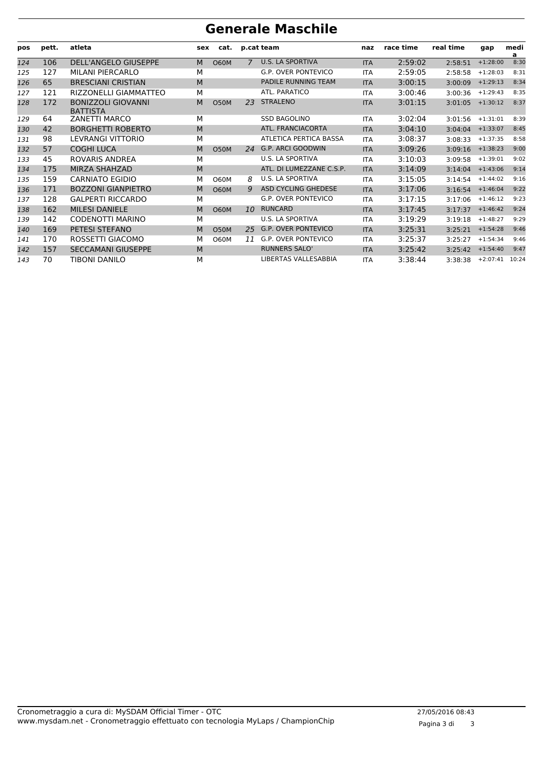# Generale Maschile

| pos | pett. | atleta | sex | cat. | p.cat | team | naz | race time | real time | gap | media |
|---|---|---|---|---|---|---|---|---|---|---|---|
| 124 | 106 | DELL'ANGELO GIUSEPPE | M | O60M | 7 | U.S. LA SPORTIVA | ITA | 2:59:02 | 2:58:51 | +1:28:00 | 8:30 |
| 125 | 127 | MILANI PIERCARLO | M | | | G.P. OVER PONTEVICO | ITA | 2:59:05 | 2:58:58 | +1:28:03 | 8:31 |
| 126 | 65 | BRESCIANI CRISTIAN | M | | | PADILE RUNNING TEAM | ITA | 3:00:15 | 3:00:09 | +1:29:13 | 8:34 |
| 127 | 121 | RIZZONELLI GIAMMATTEO | M | | | ATL. PARATICO | ITA | 3:00:46 | 3:00:36 | +1:29:43 | 8:35 |
| 128 | 172 | BONIZZOLI GIOVANNI BATTISTA | M | O50M | 23 | STRALENO | ITA | 3:01:15 | 3:01:05 | +1:30:12 | 8:37 |
| 129 | 64 | ZANETTI MARCO | M | | | SSD BAGOLINO | ITA | 3:02:04 | 3:01:56 | +1:31:01 | 8:39 |
| 130 | 42 | BORGHETTI ROBERTO | M | | | ATL. FRANCIACORTA | ITA | 3:04:10 | 3:04:04 | +1:33:07 | 8:45 |
| 131 | 98 | LEVRANGI VITTORIO | M | | | ATLETICA PERTICA BASSA | ITA | 3:08:37 | 3:08:33 | +1:37:35 | 8:58 |
| 132 | 57 | COGHI LUCA | M | O50M | 24 | G.P. ARCI GOODWIN | ITA | 3:09:26 | 3:09:16 | +1:38:23 | 9:00 |
| 133 | 45 | ROVARIS ANDREA | M | | | U.S. LA SPORTIVA | ITA | 3:10:03 | 3:09:58 | +1:39:01 | 9:02 |
| 134 | 175 | MIRZA SHAHZAD | M | | | ATL. DI LUMEZZANE C.S.P. | ITA | 3:14:09 | 3:14:04 | +1:43:06 | 9:14 |
| 135 | 159 | CARNIATO EGIDIO | M | O60M | 8 | U.S. LA SPORTIVA | ITA | 3:15:05 | 3:14:54 | +1:44:02 | 9:16 |
| 136 | 171 | BOZZONI GIANPIETRO | M | O60M | 9 | ASD CYCLING GHEDESE | ITA | 3:17:06 | 3:16:54 | +1:46:04 | 9:22 |
| 137 | 128 | GALPERTI RICCARDO | M | | | G.P. OVER PONTEVICO | ITA | 3:17:15 | 3:17:06 | +1:46:12 | 9:23 |
| 138 | 162 | MILESI DANIELE | M | O60M | 10 | RUNCARD | ITA | 3:17:45 | 3:17:37 | +1:46:42 | 9:24 |
| 139 | 142 | CODENOTTI MARINO | M | | | U.S. LA SPORTIVA | ITA | 3:19:29 | 3:19:18 | +1:48:27 | 9:29 |
| 140 | 169 | PETESI STEFANO | M | O50M | 25 | G.P. OVER PONTEVICO | ITA | 3:25:31 | 3:25:21 | +1:54:28 | 9:46 |
| 141 | 170 | ROSSETTI GIACOMO | M | O60M | 11 | G.P. OVER PONTEVICO | ITA | 3:25:37 | 3:25:27 | +1:54:34 | 9:46 |
| 142 | 157 | SECCAMANI GIUSEPPE | M | | | RUNNERS SALO' | ITA | 3:25:42 | 3:25:42 | +1:54:40 | 9:47 |
| 143 | 70 | TIBONI DANILO | M | | | LIBERTAS VALLESABBIA | ITA | 3:38:44 | 3:38:38 | +2:07:41 | 10:24 |

Cronometraggio a cura di: MySDAM Official Timer - OTC
www.mysdam.net - Cronometraggio effettuato con tecnologia MyLaps / ChampionChip

27/05/2016 08:43